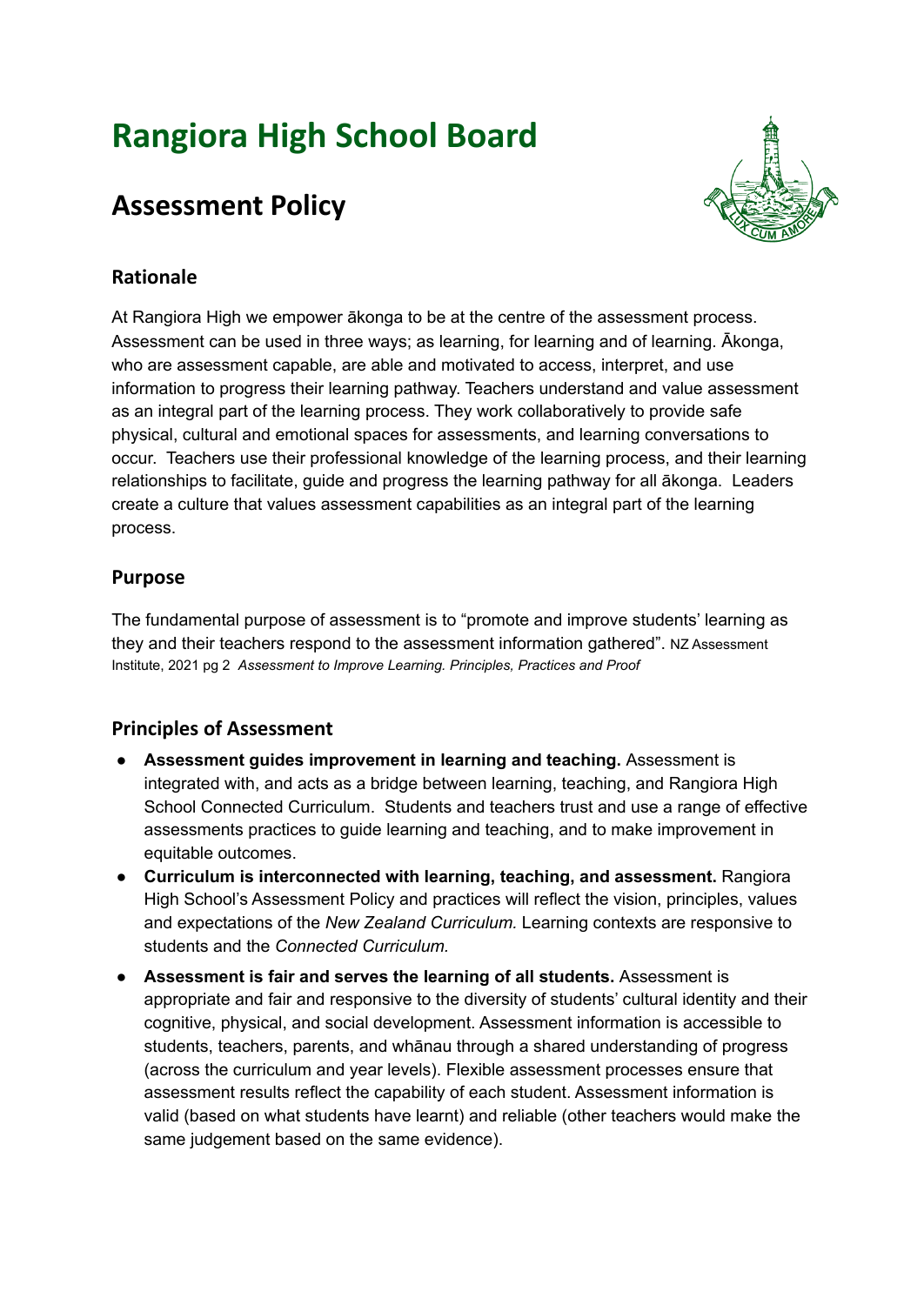# Rangiora High School Board

## Assessment Policy

### Rationale

At Rangiora High we empower ākonga to be at the centre of the assessment process. Assessment can be used in three ways; as learning, for learning and of learning. Ākonga, who are assessment capable, are able and motivated to access, interpret, and use information to progress their learning pathway. Teachers understand and value assessment as an integral part of the learning process. They work collaboratively to provide safe physical, cultural and emotional spaces for assessments, and learning conversations to occur. Teachers use their professional knowledge of the learning process, and their learning relationships to facilitate, guide and progress the learning pathway for all ākonga. Leaders create a culture that values assessment capabilities as an integral part of the learning process.

### Purpose

The fundamental purpose of assessment is to "promote and improve students' learning as they and their teachers respond to the assessment information gathered". NZ Assessment Institute, 2021 pg 2 *Assessment to Improve Learning. Principles, Practices and Proof*

### Principles of Assessment

- **Assessment guides improvement in learning and teaching.** Assessment is integrated with, and acts as a bridge between learning, teaching, and Rangiora High School Connected Curriculum. Students and teachers trust and use a range of effective assessments practices to guide learning and teaching, and to make improvement in equitable outcomes.
- **Curriculum is interconnected with learning, teaching, and assessment.** Rangiora High School's Assessment Policy and practices will reflect the vision, principles, values and expectations of the *New Zealand Curriculum.* Learning contexts are responsive to students and the *Connected Curriculum.*
- **Assessment is fair and serves the learning of all students.** Assessment is appropriate and fair and responsive to the diversity of students' cultural identity and their cognitive, physical, and social development. Assessment information is accessible to students, teachers, parents, and whānau through a shared understanding of progress (across the curriculum and year levels). Flexible assessment processes ensure that assessment results reflect the capability of each student. Assessment information is valid (based on what students have learnt) and reliable (other teachers would make the same judgement based on the same evidence).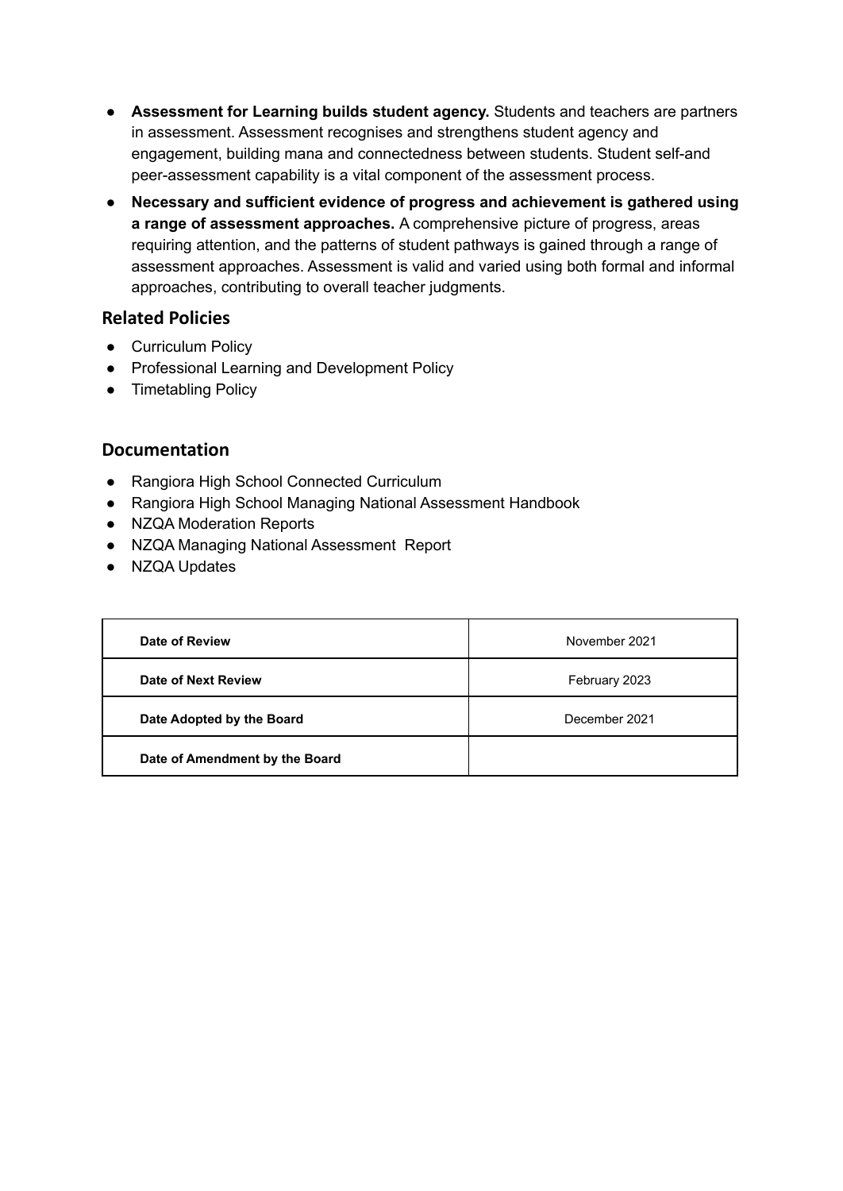- **Assessment for Learning builds student agency.** Students and teachers are partners in assessment. Assessment recognises and strengthens student agency and engagement, building mana and connectedness between students. Student self-and peer-assessment capability is a vital component of the assessment process.
- **Necessary and sufficient evidence of progress and achievement is gathered using a range of assessment approaches.** A comprehensive picture of progress, areas requiring attention, and the patterns of student pathways is gained through a range of assessment approaches. Assessment is valid and varied using both formal and informal approaches, contributing to overall teacher judgments.

## Related Policies

- Curriculum Policy
- Professional Learning and Development Policy
- Timetabling Policy

## Documentation

- Rangiora High School Connected Curriculum
- Rangiora High School Managing National Assessment Handbook
- NZQA Moderation Reports
- NZQA Managing National Assessment Report
- NZQA Updates

| | |
|---|---|
| **Date of Review** | November 2021 |
| **Date of Next Review** | February 2023 |
| **Date Adopted by the Board** | December 2021 |
| **Date of Amendment by the Board** | |